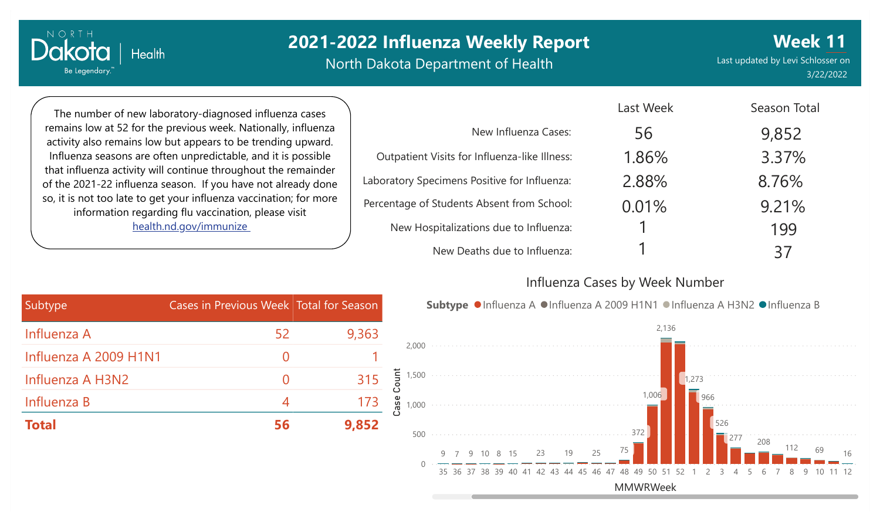# 2021-2022 Influenza Weekly Report

North Dakota Department of Health

**Week 11**

Last updated by Levi Schlosser on 3/22/2022

The number of new laboratory-diagnosed influenza cases remains low at 52 for the previous week. Nationally, influenza activity also remains low but appears to be trending upward. Influenza seasons are often unpredictable, and it is possible that influenza activity will continue throughout the remainder of the 2021-22 influenza season. If you have not already done so, it is not too late to get your influenza vaccination; for more information regarding flu vaccination, please visit health.nd.gov/immunize

| | Last Week | Season Total |
|---|---|---|
| New Influenza Cases: | 56 | 9,852 |
| Outpatient Visits for Influenza-like Illness: | 1.86% | 3.37% |
| Laboratory Specimens Positive for Influenza: | 2.88% | 8.76% |
| Percentage of Students Absent from School: | 0.01% | 9.21% |
| New Hospitalizations due to Influenza: | 1 | 199 |
| New Deaths due to Influenza: | 1 | 37 |

| Subtype | Cases in Previous Week | Total for Season |
|---|---|---|
| Influenza A | 52 | 9,363 |
| Influenza A 2009 H1N1 | 0 | 1 |
| Influenza A H3N2 | 0 | 315 |
| Influenza B | 4 | 173 |
| **Total** | **56** | **9,852** |

## Influenza Cases by Week Number

Subtype: Influenza A, Influenza A 2009 H1N1, Influenza A H3N2, Influenza B

| MMWRWeek | 35 | 36 | 37 | 38 | 39 | 40 | 41 | 42 | 43 | 44 | 45 | 46 | 47 | 48 | 49 | 50 | 51 | 52 | 1 | 2 | 3 | 4 | 5 | 6 | 7 | 8 | 9 | 10 | 11 | 12 |
|---|---|---|---|---|---|---|---|---|---|---|---|---|---|---|---|---|---|---|---|---|---|---|---|---|---|---|---|---|---|---|
| Case Count | 9 | 7 | 9 | 10 | 8 | 15 | | 23 | | 19 | | 25 | | 75 | 372 | 1,006 | 2,136 | | 1,273 | 966 | 526 | 277 | | 208 | | 112 | | 69 | | 16 |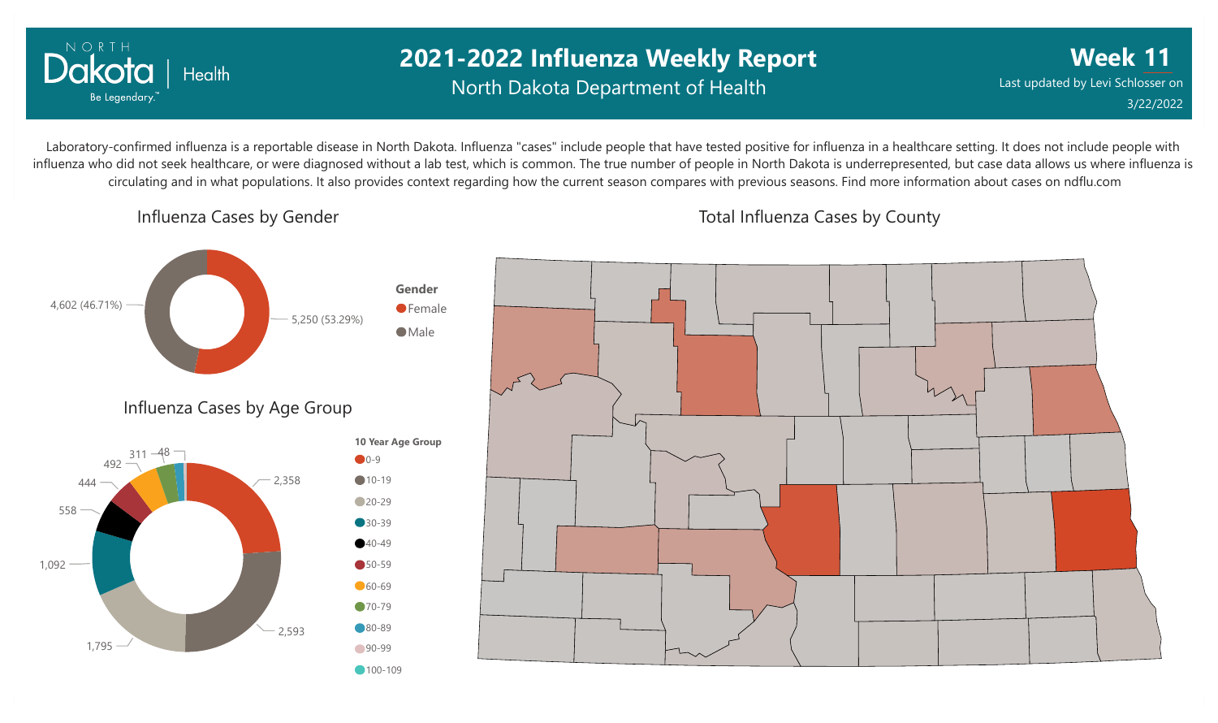# 2021-2022 Influenza Weekly Report

North Dakota Department of Health

**Week 11**

Last updated by Levi Schlosser on 3/22/2022

Laboratory-confirmed influenza is a reportable disease in North Dakota. Influenza "cases" include people that have tested positive for influenza in a healthcare setting. It does not include people with influenza who did not seek healthcare, or were diagnosed without a lab test, which is common. The true number of people in North Dakota is underrepresented, but case data allows us where influenza is circulating and in what populations. It also provides context regarding how the current season compares with previous seasons. Find more information about cases on ndflu.com

## Influenza Cases by Gender

| Gender | Cases |
| --- | --- |
| Female | 5,250 (53.29%) |
| Male | 4,602 (46.71%) |

## Influenza Cases by Age Group

| 10 Year Age Group | Cases |
| --- | --- |
| 0-9 | 2,358 |
| 10-19 | 2,593 |
| 20-29 | 1,795 |
| 30-39 | 1,092 |
| 40-49 | 558 |
| 50-59 | 444 |
| 60-69 | 492 |
| 70-79 | 311 |
| 80-89 | 48 |
| 90-99 | |
| 100-109 | |

## Total Influenza Cases by County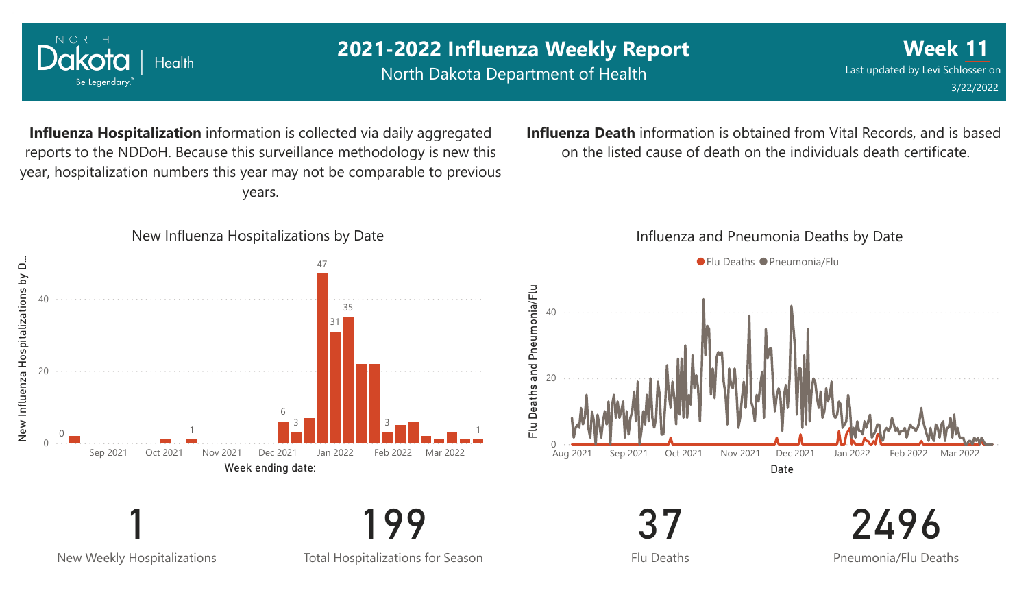# 2021-2022 Influenza Weekly Report

North Dakota Department of Health

**Week 11**

Last updated by Levi Schlosser on 3/22/2022

**Influenza Hospitalization** information is collected via daily aggregated reports to the NDDoH. Because this surveillance methodology is new this year, hospitalization numbers this year may not be comparable to previous years.

**Influenza Death** information is obtained from Vital Records, and is based on the listed cause of death on the individuals death certificate.

New Influenza Hospitalizations by Date

Influenza and Pneumonia Deaths by Date

1
New Weekly Hospitalizations

199
Total Hospitalizations for Season

37
Flu Deaths

2496
Pneumonia/Flu Deaths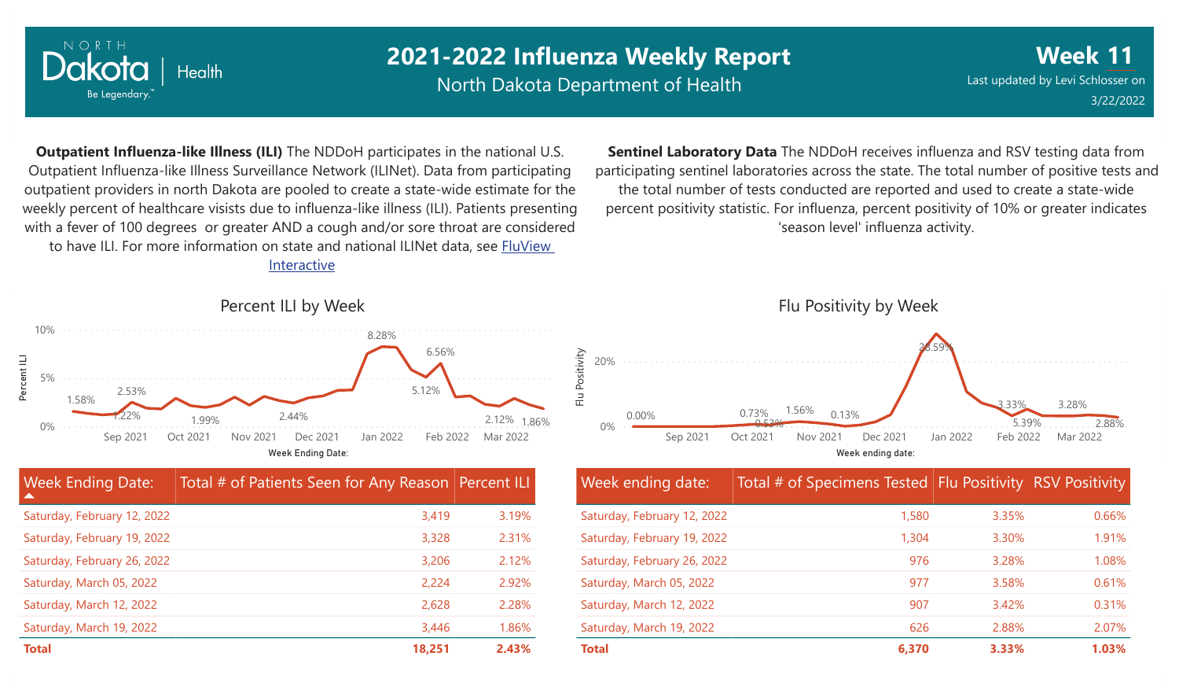# 2021-2022 Influenza Weekly Report

North Dakota Department of Health

**Week 11**

Last updated by Levi Schlosser on 3/22/2022

**Outpatient Influenza-like Illness (ILI)** The NDDoH participates in the national U.S. Outpatient Influenza-like Illness Surveillance Network (ILINet). Data from participating outpatient providers in north Dakota are pooled to create a state-wide estimate for the weekly percent of healthcare visists due to influenza-like illness (ILI). Patients presenting with a fever of 100 degrees or greater AND a cough and/or sore throat are considered to have ILI. For more information on state and national ILINet data, see FluView Interactive

**Sentinel Laboratory Data** The NDDoH receives influenza and RSV testing data from participating sentinel laboratories across the state. The total number of positive tests and the total number of tests conducted are reported and used to create a state-wide percent positivity statistic. For influenza, percent positivity of 10% or greater indicates 'season level' influenza activity.

## Percent ILI by Week

## Flu Positivity by Week

| Week Ending Date: | Total # of Patients Seen for Any Reason | Percent ILI |
|---|---|---|
| Saturday, February 12, 2022 | 3,419 | 3.19% |
| Saturday, February 19, 2022 | 3,328 | 2.31% |
| Saturday, February 26, 2022 | 3,206 | 2.12% |
| Saturday, March 05, 2022 | 2,224 | 2.92% |
| Saturday, March 12, 2022 | 2,628 | 2.28% |
| Saturday, March 19, 2022 | 3,446 | 1.86% |
| **Total** | **18,251** | **2.43%** |

| Week ending date: | Total # of Specimens Tested | Flu Positivity | RSV Positivity |
|---|---|---|---|
| Saturday, February 12, 2022 | 1,580 | 3.35% | 0.66% |
| Saturday, February 19, 2022 | 1,304 | 3.30% | 1.91% |
| Saturday, February 26, 2022 | 976 | 3.28% | 1.08% |
| Saturday, March 05, 2022 | 977 | 3.58% | 0.61% |
| Saturday, March 12, 2022 | 907 | 3.42% | 0.31% |
| Saturday, March 19, 2022 | 626 | 2.88% | 2.07% |
| **Total** | **6,370** | **3.33%** | **1.03%** |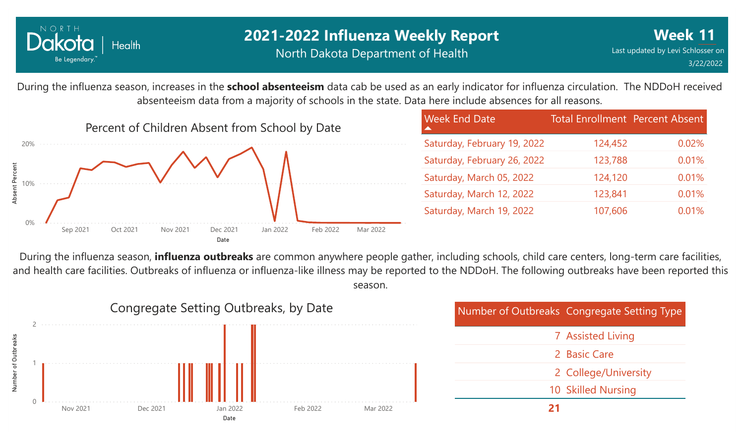# 2021-2022 Influenza Weekly Report

North Dakota Department of Health

**Week 11**

Last updated by Levi Schlosser on 3/22/2022

During the influenza season, increases in the **school absenteeism** data cab be used as an early indicator for influenza circulation. The NDDoH received absenteeism data from a majority of schools in the state. Data here include absences for all reasons.

## Percent of Children Absent from School by Date

| Week End Date | Total Enrollment | Percent Absent |
|---|---|---|
| Saturday, February 19, 2022 | 124,452 | 0.02% |
| Saturday, February 26, 2022 | 123,788 | 0.01% |
| Saturday, March 05, 2022 | 124,120 | 0.01% |
| Saturday, March 12, 2022 | 123,841 | 0.01% |
| Saturday, March 19, 2022 | 107,606 | 0.01% |

During the influenza season, **influenza outbreaks** are common anywhere people gather, including schools, child care centers, long-term care facilities, and health care facilities. Outbreaks of influenza or influenza-like illness may be reported to the NDDoH. The following outbreaks have been reported this season.

## Congregate Setting Outbreaks, by Date

| Number of Outbreaks | Congregate Setting Type |
|---|---|
| 7 | Assisted Living |
| 2 | Basic Care |
| 2 | College/University |
| 10 | Skilled Nursing |
| **21** | |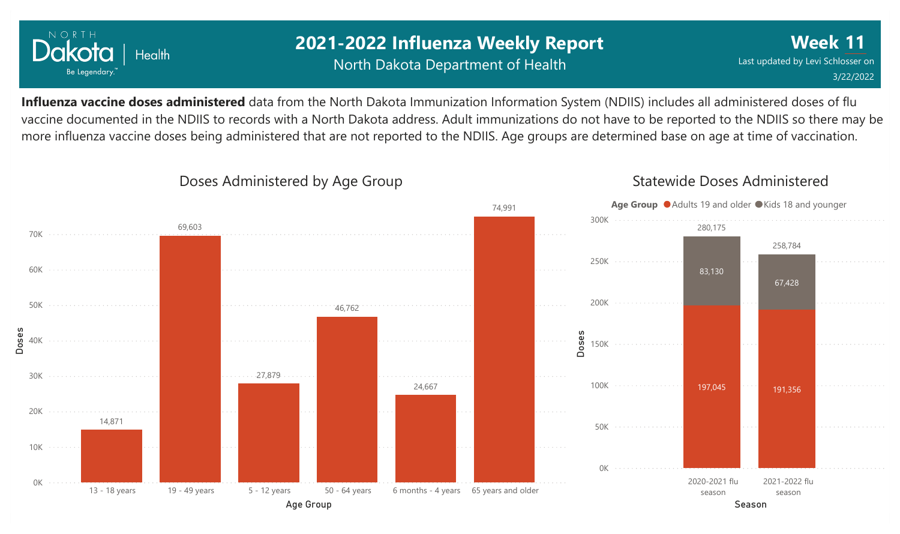# 2021-2022 Influenza Weekly Report

North Dakota Department of Health

**Week 11**

Last updated by Levi Schlosser on 3/22/2022

**Influenza vaccine doses administered** data from the North Dakota Immunization Information System (NDIIS) includes all administered doses of flu vaccine documented in the NDIIS to records with a North Dakota address. Adult immunizations do not have to be reported to the NDIIS so there may be more influenza vaccine doses being administered that are not reported to the NDIIS. Age groups are determined base on age at time of vaccination.

## Doses Administered by Age Group

| Age Group | Doses |
|---|---|
| 13 - 18 years | 14,871 |
| 19 - 49 years | 69,603 |
| 5 - 12 years | 27,879 |
| 50 - 64 years | 46,762 |
| 6 months - 4 years | 24,667 |
| 65 years and older | 74,991 |

## Statewide Doses Administered

| Season | Adults 19 and older | Kids 18 and younger | Total |
|---|---|---|---|
| 2020-2021 flu season | 197,045 | 83,130 | 280,175 |
| 2021-2022 flu season | 191,356 | 67,428 | 258,784 |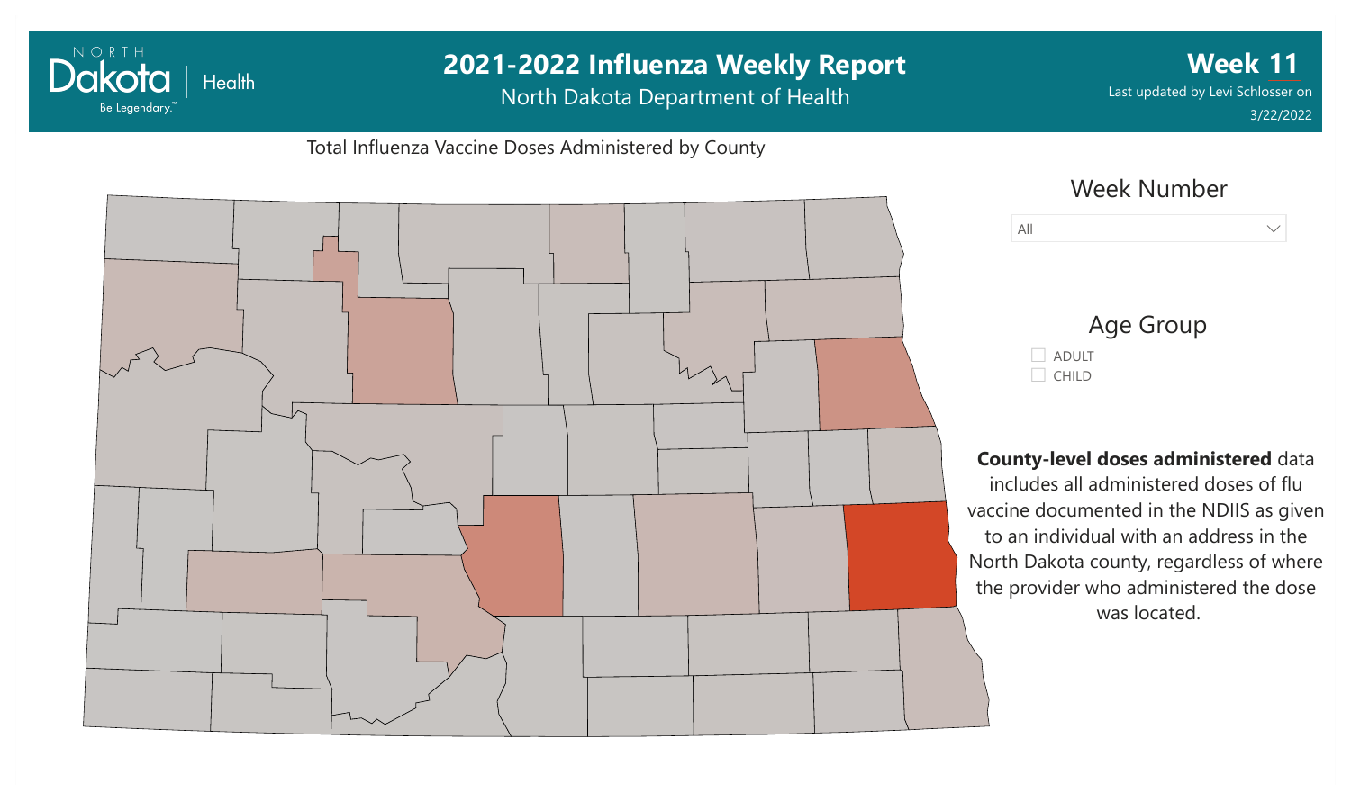# 2021-2022 Influenza Weekly Report

North Dakota Department of Health

**Week 11**

Last updated by Levi Schlosser on 3/22/2022

Total Influenza Vaccine Doses Administered by County

Week Number

All

Age Group

- ADULT
- CHILD

**County-level doses administered** data includes all administered doses of flu vaccine documented in the NDIIS as given to an individual with an address in the North Dakota county, regardless of where the provider who administered the dose was located.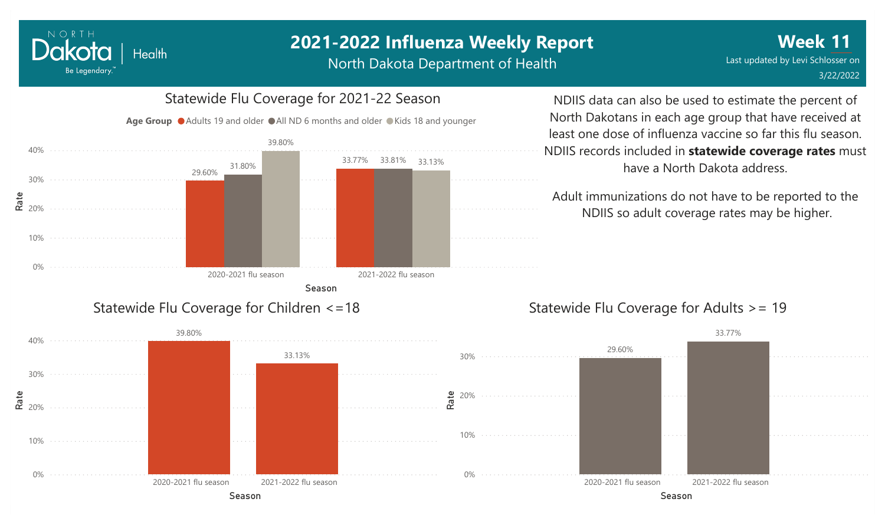# 2021-2022 Influenza Weekly Report

North Dakota Department of Health

**Week 11**

Last updated by Levi Schlosser on 3/22/2022

## Statewide Flu Coverage for 2021-22 Season

| Season | Adults 19 and older | All ND 6 months and older | Kids 18 and younger |
| --- | --- | --- | --- |
| 2020-2021 flu season | 29.60% | 31.80% | 39.80% |
| 2021-2022 flu season | 33.77% | 33.81% | 33.13% |

NDIIS data can also be used to estimate the percent of North Dakotans in each age group that have received at least one dose of influenza vaccine so far this flu season. NDIIS records included in **statewide coverage rates** must have a North Dakota address.

Adult immunizations do not have to be reported to the NDIIS so adult coverage rates may be higher.

## Statewide Flu Coverage for Children <=18

| Season | Rate |
| --- | --- |
| 2020-2021 flu season | 39.80% |
| 2021-2022 flu season | 33.13% |

## Statewide Flu Coverage for Adults >= 19

| Season | Rate |
| --- | --- |
| 2020-2021 flu season | 29.60% |
| 2021-2022 flu season | 33.77% |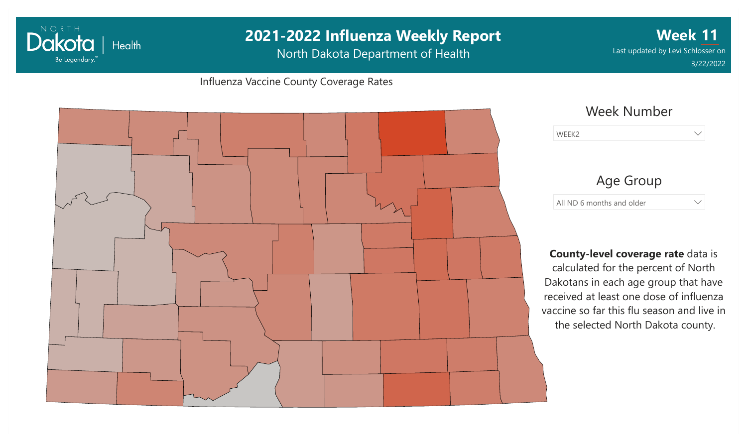North Dakota | Health

Be Legendary.

# 2021-2022 Influenza Weekly Report

North Dakota Department of Health

**Week 11**

Last updated by Levi Schlosser on 3/22/2022

Influenza Vaccine County Coverage Rates

## Week Number

WEEK2

## Age Group

All ND 6 months and older

**County-level coverage rate** data is calculated for the percent of North Dakotans in each age group that have received at least one dose of influenza vaccine so far this flu season and live in the selected North Dakota county.